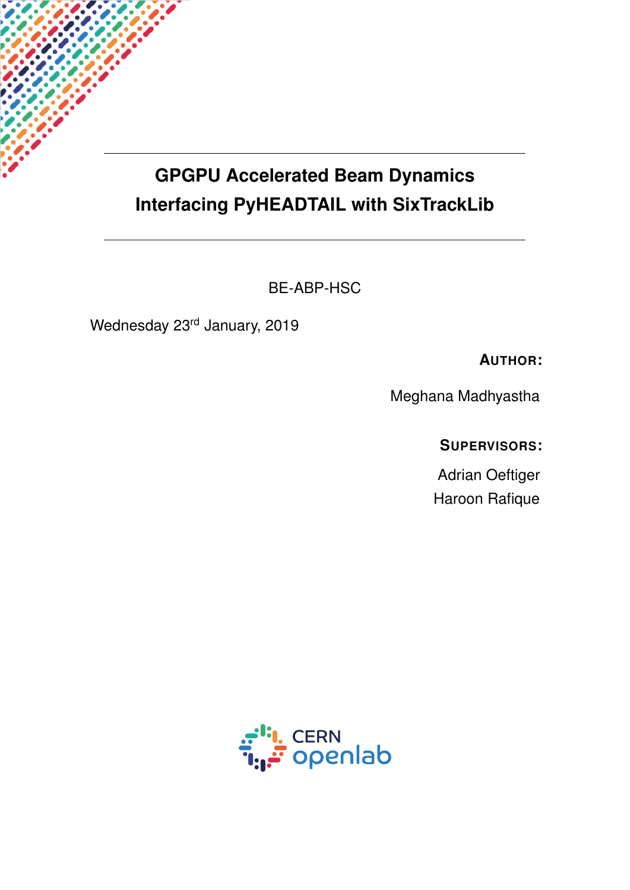# GPGPU Accelerated Beam Dynamics
# Interfacing PyHEADTAIL with SixTrackLib

BE-ABP-HSC

Wednesday 23rd January, 2019

**AUTHOR:**

Meghana Madhyastha

**SUPERVISORS:**

Adrian Oeftiger

Haroon Rafique

CERN openlab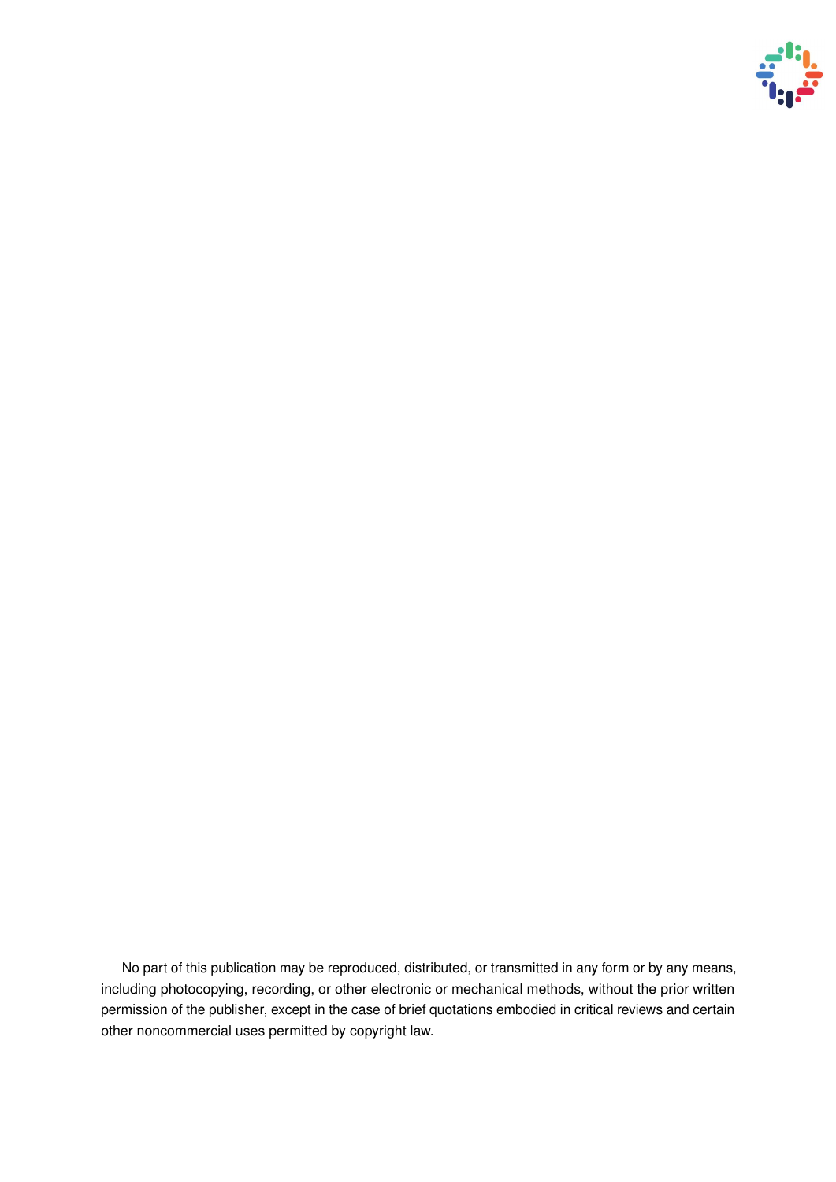No part of this publication may be reproduced, distributed, or transmitted in any form or by any means, including photocopying, recording, or other electronic or mechanical methods, without the prior written permission of the publisher, except in the case of brief quotations embodied in critical reviews and certain other noncommercial uses permitted by copyright law.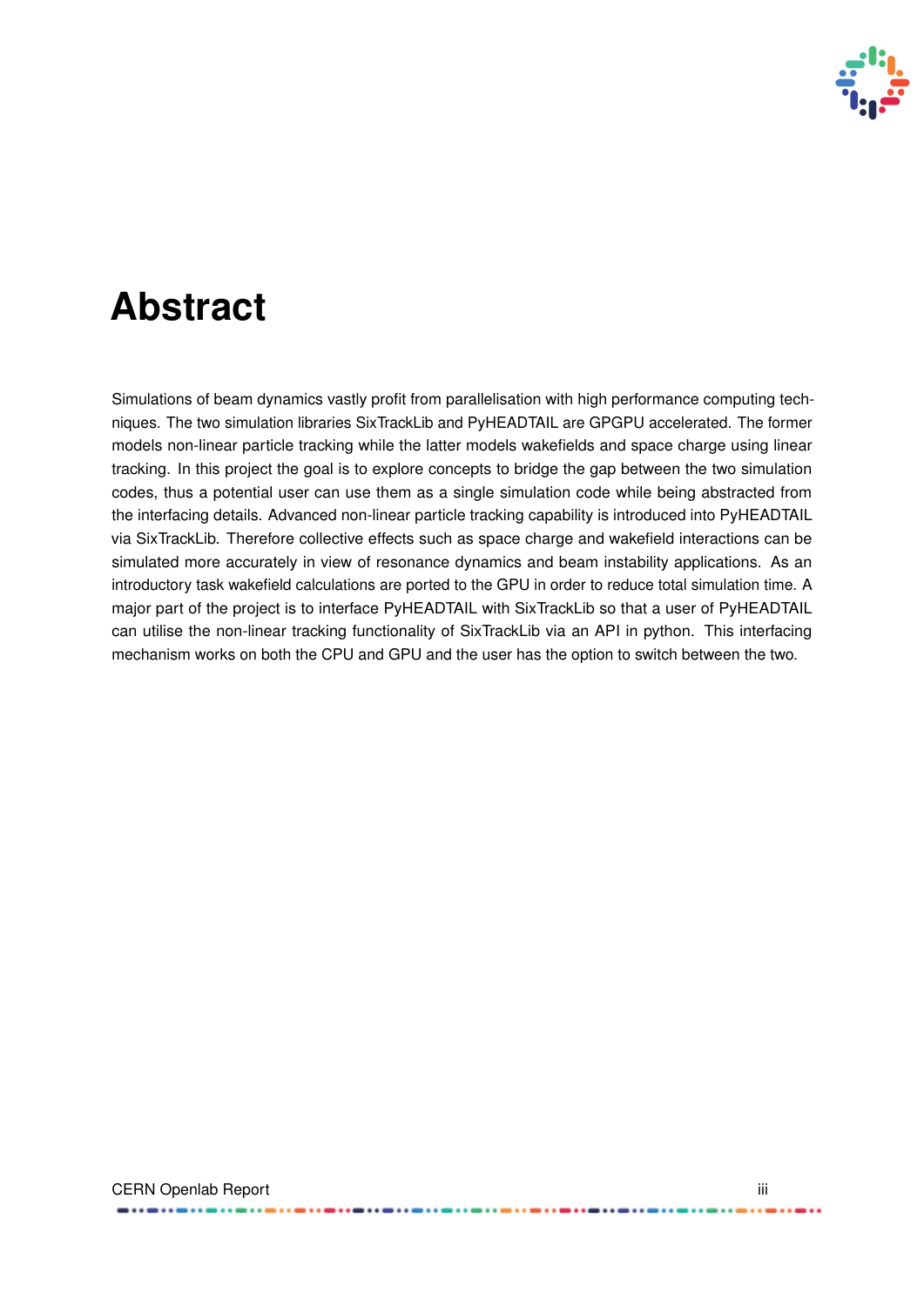# Abstract

Simulations of beam dynamics vastly profit from parallelisation with high performance computing techniques. The two simulation libraries SixTrackLib and PyHEADTAIL are GPGPU accelerated. The former models non-linear particle tracking while the latter models wakefields and space charge using linear tracking. In this project the goal is to explore concepts to bridge the gap between the two simulation codes, thus a potential user can use them as a single simulation code while being abstracted from the interfacing details. Advanced non-linear particle tracking capability is introduced into PyHEADTAIL via SixTrackLib. Therefore collective effects such as space charge and wakefield interactions can be simulated more accurately in view of resonance dynamics and beam instability applications. As an introductory task wakefield calculations are ported to the GPU in order to reduce total simulation time. A major part of the project is to interface PyHEADTAIL with SixTrackLib so that a user of PyHEADTAIL can utilise the non-linear tracking functionality of SixTrackLib via an API in python. This interfacing mechanism works on both the CPU and GPU and the user has the option to switch between the two.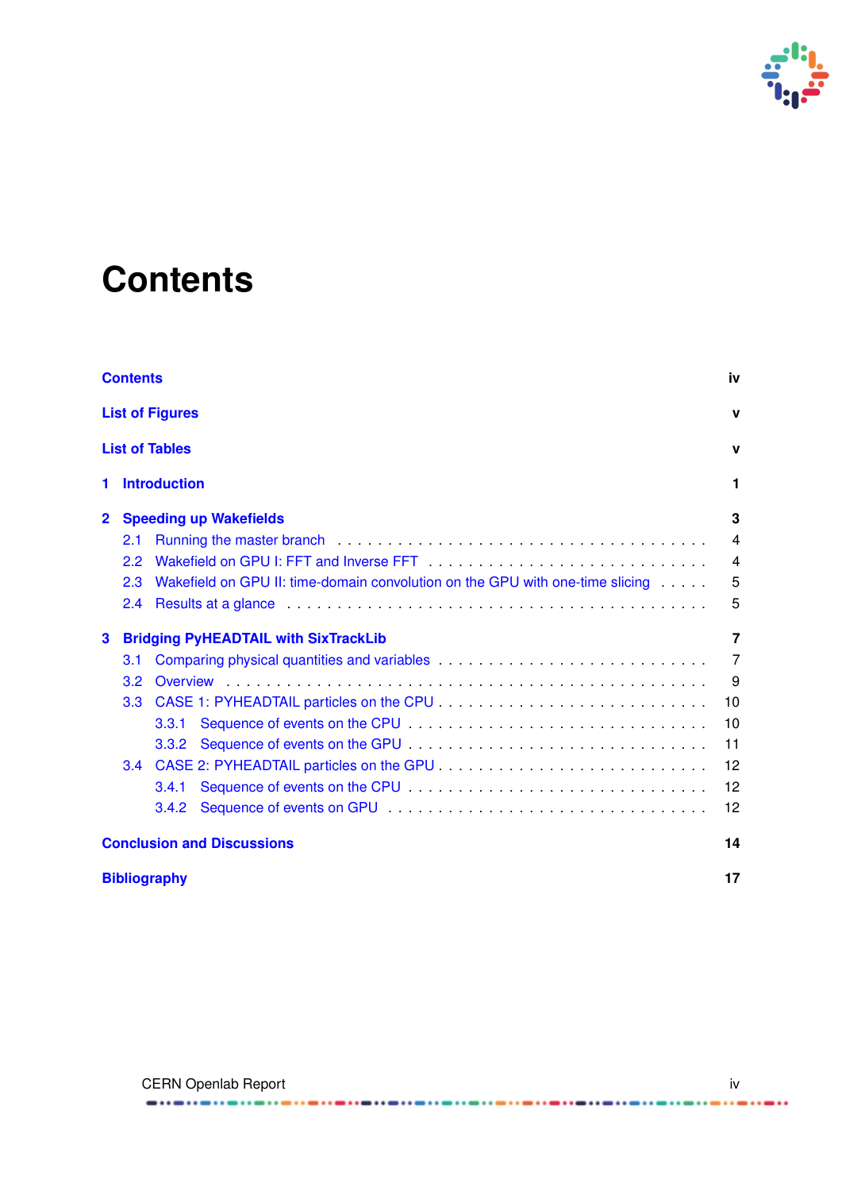# Contents

**Contents** iv

**List of Figures** v

**List of Tables** v

**1 Introduction** 1

**2 Speeding up Wakefields** 3

- 2.1 Running the master branch . . . 4
- 2.2 Wakefield on GPU I: FFT and Inverse FFT . . . 4
- 2.3 Wakefield on GPU II: time-domain convolution on the GPU with one-time slicing . . . 5
- 2.4 Results at a glance . . . 5

**3 Bridging PyHEADTAIL with SixTrackLib** 7

- 3.1 Comparing physical quantities and variables . . . 7
- 3.2 Overview . . . 9
- 3.3 CASE 1: PYHEADTAIL particles on the CPU . . . 10
  - 3.3.1 Sequence of events on the CPU . . . 10
  - 3.3.2 Sequence of events on the GPU . . . 11
- 3.4 CASE 2: PYHEADTAIL particles on the GPU . . . 12
  - 3.4.1 Sequence of events on the CPU . . . 12
  - 3.4.2 Sequence of events on GPU . . . 12

**Conclusion and Discussions** 14

**Bibliography** 17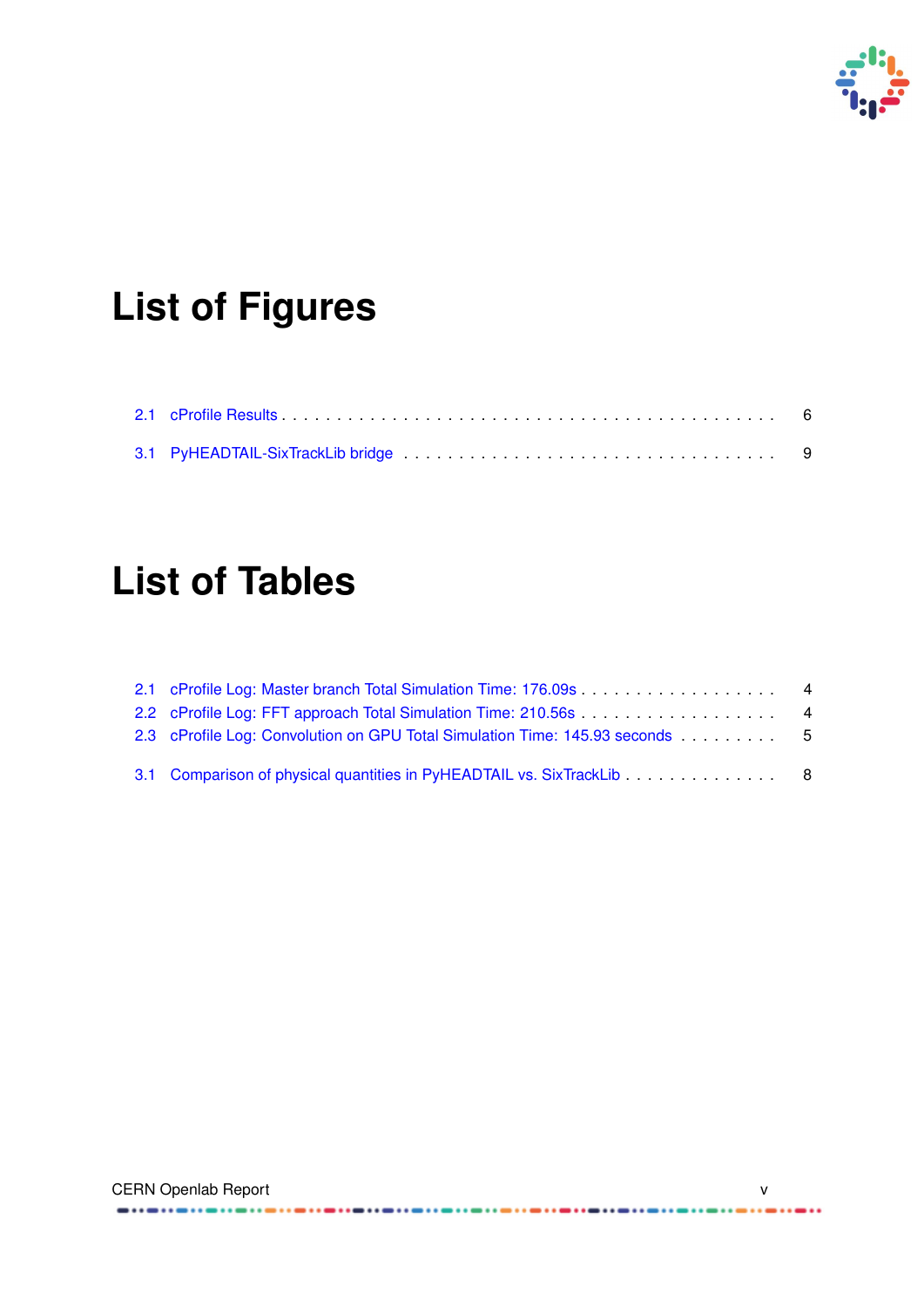# List of Figures

2.1 cProfile Results . . . . . . . . . . . . . . . . . . . . . . . . . . . . . . . . . . . . . . . . . . . 6

3.1 PyHEADTAIL-SixTrackLib bridge . . . . . . . . . . . . . . . . . . . . . . . . . . . . . . . . 9

# List of Tables

2.1 cProfile Log: Master branch Total Simulation Time: 176.09s . . . . . . . . . . . . . . . . . . . 4
2.2 cProfile Log: FFT approach Total Simulation Time: 210.56s . . . . . . . . . . . . . . . . . . . 4
2.3 cProfile Log: Convolution on GPU Total Simulation Time: 145.93 seconds . . . . . . . . . 5

3.1 Comparison of physical quantities in PyHEADTAIL vs. SixTrackLib . . . . . . . . . . . . . . 8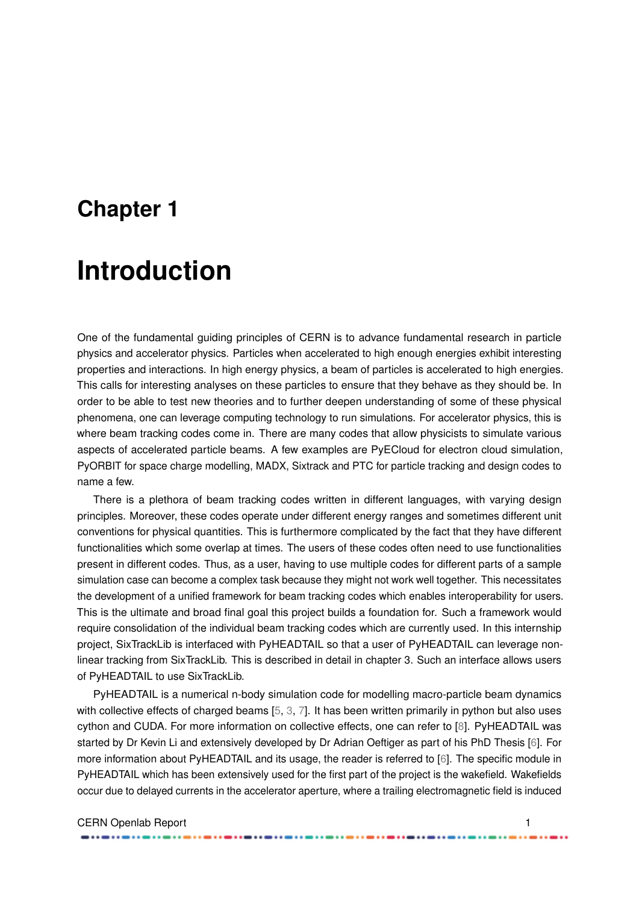# Chapter 1

# Introduction

One of the fundamental guiding principles of CERN is to advance fundamental research in particle physics and accelerator physics. Particles when accelerated to high enough energies exhibit interesting properties and interactions. In high energy physics, a beam of particles is accelerated to high energies. This calls for interesting analyses on these particles to ensure that they behave as they should be. In order to be able to test new theories and to further deepen understanding of some of these physical phenomena, one can leverage computing technology to run simulations. For accelerator physics, this is where beam tracking codes come in. There are many codes that allow physicists to simulate various aspects of accelerated particle beams. A few examples are PyECloud for electron cloud simulation, PyORBIT for space charge modelling, MADX, Sixtrack and PTC for particle tracking and design codes to name a few.

There is a plethora of beam tracking codes written in different languages, with varying design principles. Moreover, these codes operate under different energy ranges and sometimes different unit conventions for physical quantities. This is furthermore complicated by the fact that they have different functionalities which some overlap at times. The users of these codes often need to use functionalities present in different codes. Thus, as a user, having to use multiple codes for different parts of a sample simulation case can become a complex task because they might not work well together. This necessitates the development of a unified framework for beam tracking codes which enables interoperability for users. This is the ultimate and broad final goal this project builds a foundation for. Such a framework would require consolidation of the individual beam tracking codes which are currently used. In this internship project, SixTrackLib is interfaced with PyHEADTAIL so that a user of PyHEADTAIL can leverage non-linear tracking from SixTrackLib. This is described in detail in chapter 3. Such an interface allows users of PyHEADTAIL to use SixTrackLib.

PyHEADTAIL is a numerical n-body simulation code for modelling macro-particle beam dynamics with collective effects of charged beams [5, 3, 7]. It has been written primarily in python but also uses cython and CUDA. For more information on collective effects, one can refer to [8]. PyHEADTAIL was started by Dr Kevin Li and extensively developed by Dr Adrian Oeftiger as part of his PhD Thesis [6]. For more information about PyHEADTAIL and its usage, the reader is referred to [6]. The specific module in PyHEADTAIL which has been extensively used for the first part of the project is the wakefield. Wakefields occur due to delayed currents in the accelerator aperture, where a trailing electromagnetic field is induced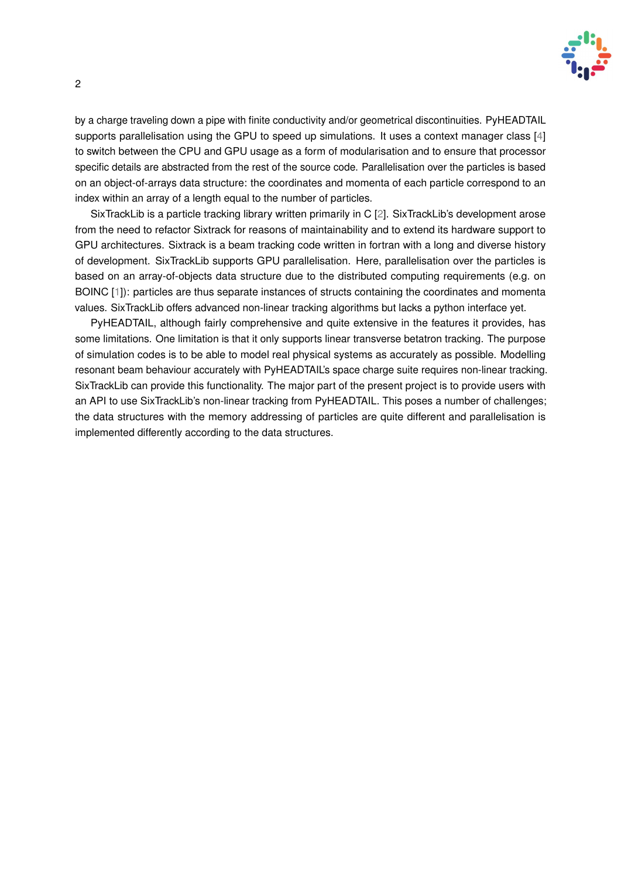by a charge traveling down a pipe with finite conductivity and/or geometrical discontinuities. PyHEADTAIL supports parallelisation using the GPU to speed up simulations. It uses a context manager class [4] to switch between the CPU and GPU usage as a form of modularisation and to ensure that processor specific details are abstracted from the rest of the source code. Parallelisation over the particles is based on an object-of-arrays data structure: the coordinates and momenta of each particle correspond to an index within an array of a length equal to the number of particles.

SixTrackLib is a particle tracking library written primarily in C [2]. SixTrackLib's development arose from the need to refactor Sixtrack for reasons of maintainability and to extend its hardware support to GPU architectures. Sixtrack is a beam tracking code written in fortran with a long and diverse history of development. SixTrackLib supports GPU parallelisation. Here, parallelisation over the particles is based on an array-of-objects data structure due to the distributed computing requirements (e.g. on BOINC [1]): particles are thus separate instances of structs containing the coordinates and momenta values. SixTrackLib offers advanced non-linear tracking algorithms but lacks a python interface yet.

PyHEADTAIL, although fairly comprehensive and quite extensive in the features it provides, has some limitations. One limitation is that it only supports linear transverse betatron tracking. The purpose of simulation codes is to be able to model real physical systems as accurately as possible. Modelling resonant beam behaviour accurately with PyHEADTAIL's space charge suite requires non-linear tracking. SixTrackLib can provide this functionality. The major part of the present project is to provide users with an API to use SixTrackLib's non-linear tracking from PyHEADTAIL. This poses a number of challenges; the data structures with the memory addressing of particles are quite different and parallelisation is implemented differently according to the data structures.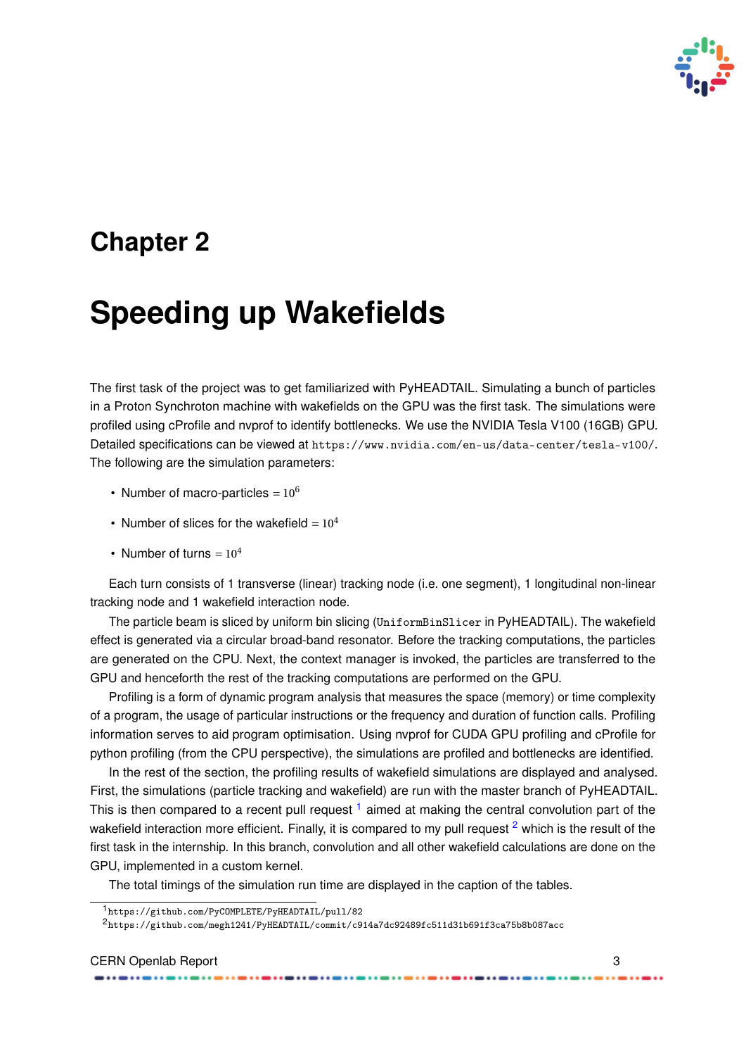# Chapter 2

# Speeding up Wakefields

The first task of the project was to get familiarized with PyHEADTAIL. Simulating a bunch of particles in a Proton Synchroton machine with wakefields on the GPU was the first task. The simulations were profiled using cProfile and nvprof to identify bottlenecks. We use the NVIDIA Tesla V100 (16GB) GPU. Detailed specifications can be viewed at `https://www.nvidia.com/en-us/data-center/tesla-v100/`. The following are the simulation parameters:

- Number of macro-particles $= 10^6$
- Number of slices for the wakefield $= 10^4$
- Number of turns $= 10^4$

Each turn consists of 1 transverse (linear) tracking node (i.e. one segment), 1 longitudinal non-linear tracking node and 1 wakefield interaction node.

The particle beam is sliced by uniform bin slicing (`UniformBinSlicer` in PyHEADTAIL). The wakefield effect is generated via a circular broad-band resonator. Before the tracking computations, the particles are generated on the CPU. Next, the context manager is invoked, the particles are transferred to the GPU and henceforth the rest of the tracking computations are performed on the GPU.

Profiling is a form of dynamic program analysis that measures the space (memory) or time complexity of a program, the usage of particular instructions or the frequency and duration of function calls. Profiling information serves to aid program optimisation. Using nvprof for CUDA GPU profiling and cProfile for python profiling (from the CPU perspective), the simulations are profiled and bottlenecks are identified.

In the rest of the section, the profiling results of wakefield simulations are displayed and analysed. First, the simulations (particle tracking and wakefield) are run with the master branch of PyHEADTAIL. This is then compared to a recent pull request [1] aimed at making the central convolution part of the wakefield interaction more efficient. Finally, it is compared to my pull request [2] which is the result of the first task in the internship. In this branch, convolution and all other wakefield calculations are done on the GPU, implemented in a custom kernel.

The total timings of the simulation run time are displayed in the caption of the tables.

[1] `https://github.com/PyCOMPLETE/PyHEADTAIL/pull/82`

[2] `https://github.com/megh1241/PyHEADTAIL/commit/c914a7dc92489fc511d31b691f3ca75b8b087acc`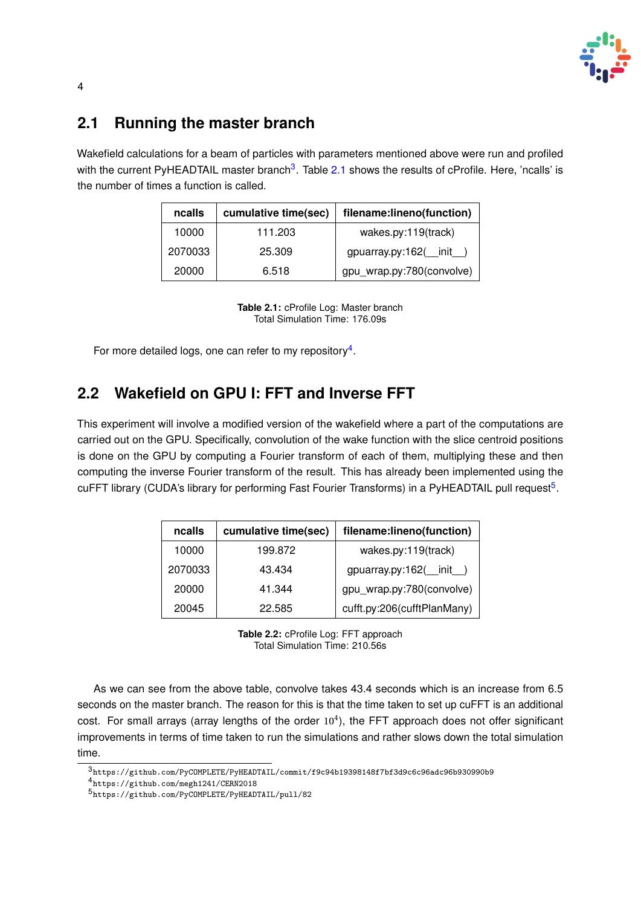## 2.1 Running the master branch

Wakefield calculations for a beam of particles with parameters mentioned above were run and profiled with the current PyHEADTAIL master branch[3]. Table 2.1 shows the results of cProfile. Here, 'ncalls' is the number of times a function is called.

| ncalls | cumulative time(sec) | filename:lineno(function) |
|---|---|---|
| 10000 | 111.203 | wakes.py:119(track) |
| 2070033 | 25.309 | gpuarray.py:162(__init__) |
| 20000 | 6.518 | gpu_wrap.py:780(convolve) |

**Table 2.1:** cProfile Log: Master branch
Total Simulation Time: 176.09s

For more detailed logs, one can refer to my repository[4].

## 2.2 Wakefield on GPU I: FFT and Inverse FFT

This experiment will involve a modified version of the wakefield where a part of the computations are carried out on the GPU. Specifically, convolution of the wake function with the slice centroid positions is done on the GPU by computing a Fourier transform of each of them, multiplying these and then computing the inverse Fourier transform of the result. This has already been implemented using the cuFFT library (CUDA's library for performing Fast Fourier Transforms) in a PyHEADTAIL pull request[5].

| ncalls | cumulative time(sec) | filename:lineno(function) |
|---|---|---|
| 10000 | 199.872 | wakes.py:119(track) |
| 2070033 | 43.434 | gpuarray.py:162(__init__) |
| 20000 | 41.344 | gpu_wrap.py:780(convolve) |
| 20045 | 22.585 | cufft.py:206(cufftPlanMany) |

**Table 2.2:** cProfile Log: FFT approach
Total Simulation Time: 210.56s

As we can see from the above table, convolve takes 43.4 seconds which is an increase from 6.5 seconds on the master branch. The reason for this is that the time taken to set up cuFFT is an additional cost. For small arrays (array lengths of the order $10^4$), the FFT approach does not offer significant improvements in terms of time taken to run the simulations and rather slows down the total simulation time.

[3] https://github.com/PyCOMPLETE/PyHEADTAIL/commit/f9c94b19398148f7bf3d9c6c96adc96b930990b9
[4] https://github.com/megh1241/CERN2018
[5] https://github.com/PyCOMPLETE/PyHEADTAIL/pull/82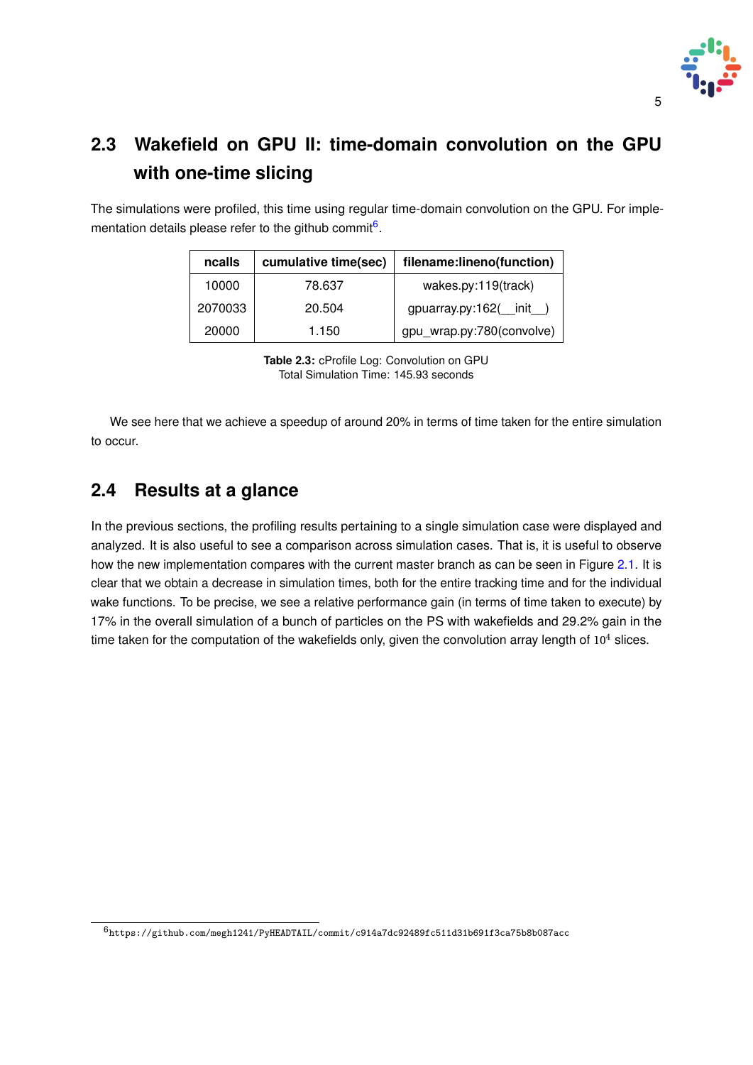## 2.3 Wakefield on GPU II: time-domain convolution on the GPU with one-time slicing

The simulations were profiled, this time using regular time-domain convolution on the GPU. For implementation details please refer to the github commit[6].

| ncalls | cumulative time(sec) | filename:lineno(function) |
|---|---|---|
| 10000 | 78.637 | wakes.py:119(track) |
| 2070033 | 20.504 | gpuarray.py:162(__init__) |
| 20000 | 1.150 | gpu_wrap.py:780(convolve) |

**Table 2.3:** cProfile Log: Convolution on GPU
Total Simulation Time: 145.93 seconds

We see here that we achieve a speedup of around 20% in terms of time taken for the entire simulation to occur.

## 2.4 Results at a glance

In the previous sections, the profiling results pertaining to a single simulation case were displayed and analyzed. It is also useful to see a comparison across simulation cases. That is, it is useful to observe how the new implementation compares with the current master branch as can be seen in Figure 2.1. It is clear that we obtain a decrease in simulation times, both for the entire tracking time and for the individual wake functions. To be precise, we see a relative performance gain (in terms of time taken to execute) by 17% in the overall simulation of a bunch of particles on the PS with wakefields and 29.2% gain in the time taken for the computation of the wakefields only, given the convolution array length of $10^4$ slices.

[6] https://github.com/megh1241/PyHEADTAIL/commit/c914a7dc92489fc511d31b691f3ca75b8b087acc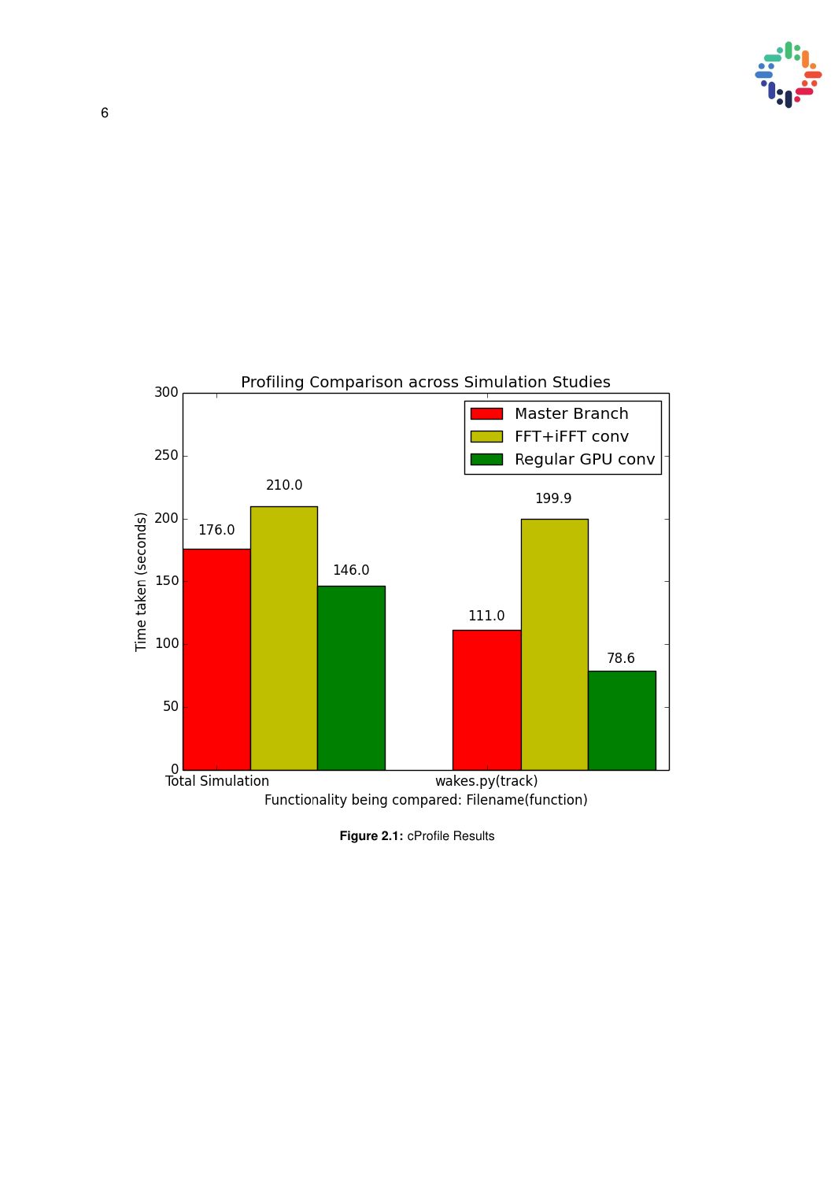Figure 2.1: cProfile Results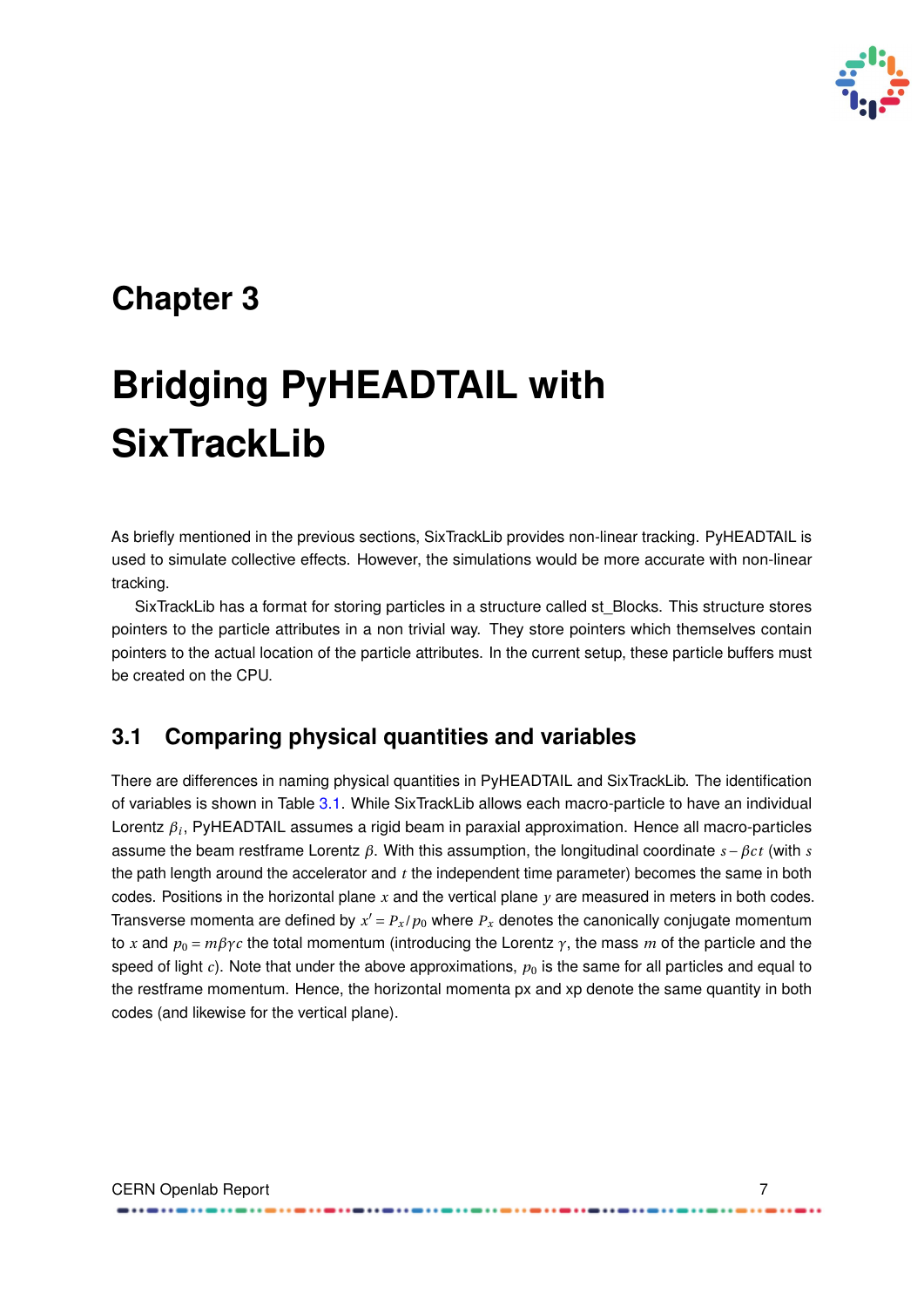# Chapter 3

# Bridging PyHEADTAIL with SixTrackLib

As briefly mentioned in the previous sections, SixTrackLib provides non-linear tracking. PyHEADTAIL is used to simulate collective effects. However, the simulations would be more accurate with non-linear tracking.

SixTrackLib has a format for storing particles in a structure called st_Blocks. This structure stores pointers to the particle attributes in a non trivial way. They store pointers which themselves contain pointers to the actual location of the particle attributes. In the current setup, these particle buffers must be created on the CPU.

## 3.1 Comparing physical quantities and variables

There are differences in naming physical quantities in PyHEADTAIL and SixTrackLib. The identification of variables is shown in Table 3.1. While SixTrackLib allows each macro-particle to have an individual Lorentz $\beta_i$, PyHEADTAIL assumes a rigid beam in paraxial approximation. Hence all macro-particles assume the beam restframe Lorentz $\beta$. With this assumption, the longitudinal coordinate $s - \beta ct$ (with $s$ the path length around the accelerator and $t$ the independent time parameter) becomes the same in both codes. Positions in the horizontal plane $x$ and the vertical plane $y$ are measured in meters in both codes. Transverse momenta are defined by $x' = P_x/p_0$ where $P_x$ denotes the canonically conjugate momentum to $x$ and $p_0 = m\beta\gamma c$ the total momentum (introducing the Lorentz $\gamma$, the mass $m$ of the particle and the speed of light $c$). Note that under the above approximations, $p_0$ is the same for all particles and equal to the restframe momentum. Hence, the horizontal momenta px and xp denote the same quantity in both codes (and likewise for the vertical plane).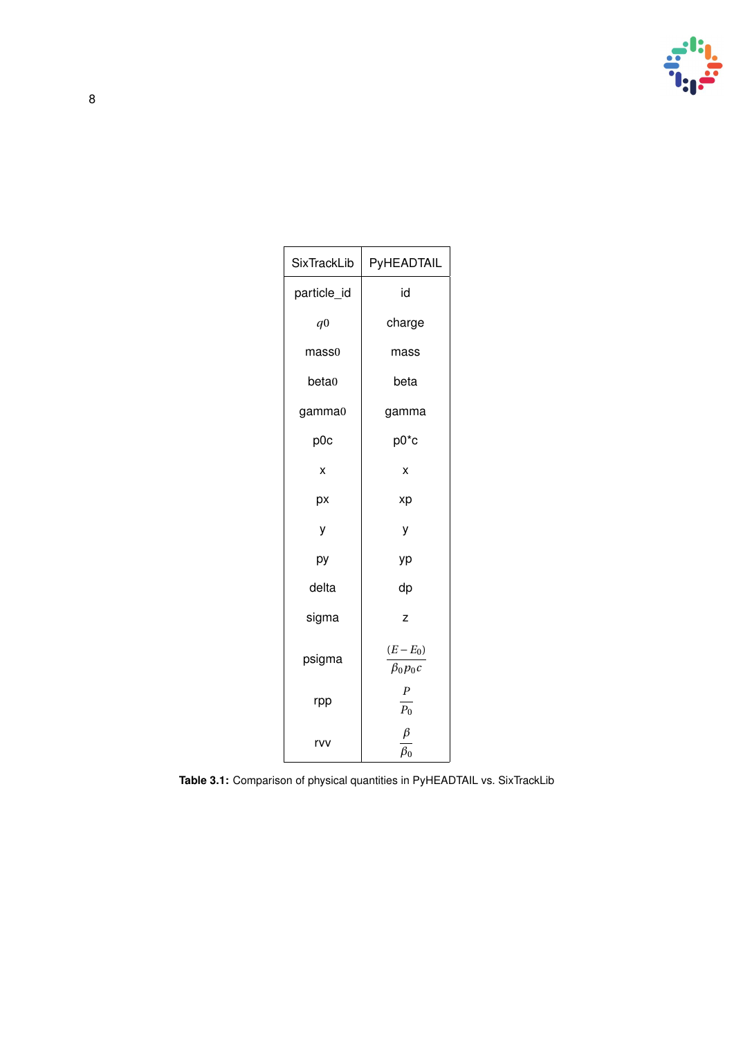| SixTrackLib | PyHEADTAIL |
|---|---|
| particle_id | id |
| $q0$ | charge |
| mass0 | mass |
| beta0 | beta |
| gamma0 | gamma |
| p0c | p0*c |
| x | x |
| px | xp |
| y | y |
| py | yp |
| delta | dp |
| sigma | z |
| psigma | $\frac{(E-E_0)}{\beta_0 p_0 c}$ |
| rpp | $\frac{P}{P_0}$ |
| rvv | $\frac{\beta}{\beta_0}$ |

**Table 3.1:** Comparison of physical quantities in PyHEADTAIL vs. SixTrackLib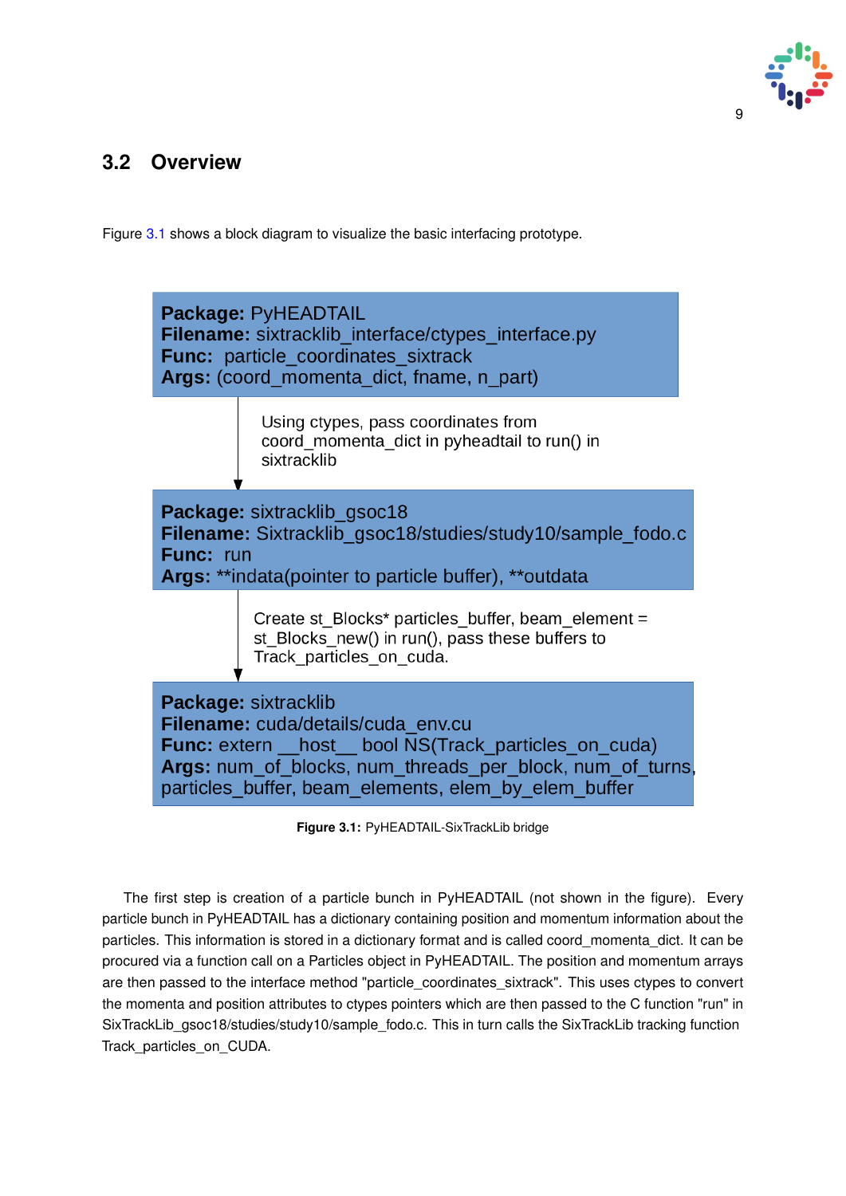## 3.2 Overview

Figure 3.1 shows a block diagram to visualize the basic interfacing prototype.

**Package:** PyHEADTAIL
**Filename:** sixtracklib_interface/ctypes_interface.py
**Func:** particle_coordinates_sixtrack
**Args:** (coord_momenta_dict, fname, n_part)

Using ctypes, pass coordinates from coord_momenta_dict in pyheadtail to run() in sixtracklib

**Package:** sixtracklib_gsoc18
**Filename:** Sixtracklib_gsoc18/studies/study10/sample_fodo.c
**Func:** run
**Args:** **indata(pointer to particle buffer), **outdata

Create st_Blocks* particles_buffer, beam_element = st_Blocks_new() in run(), pass these buffers to Track_particles_on_cuda.

**Package:** sixtracklib
**Filename:** cuda/details/cuda_env.cu
**Func:** extern __host__ bool NS(Track_particles_on_cuda)
**Args:** num_of_blocks, num_threads_per_block, num_of_turns, particles_buffer, beam_elements, elem_by_elem_buffer

**Figure 3.1:** PyHEADTAIL-SixTrackLib bridge

The first step is creation of a particle bunch in PyHEADTAIL (not shown in the figure). Every particle bunch in PyHEADTAIL has a dictionary containing position and momentum information about the particles. This information is stored in a dictionary format and is called coord_momenta_dict. It can be procured via a function call on a Particles object in PyHEADTAIL. The position and momentum arrays are then passed to the interface method "particle_coordinates_sixtrack". This uses ctypes to convert the momenta and position attributes to ctypes pointers which are then passed to the C function "run" in SixTrackLib_gsoc18/studies/study10/sample_fodo.c. This in turn calls the SixTrackLib tracking function Track_particles_on_CUDA.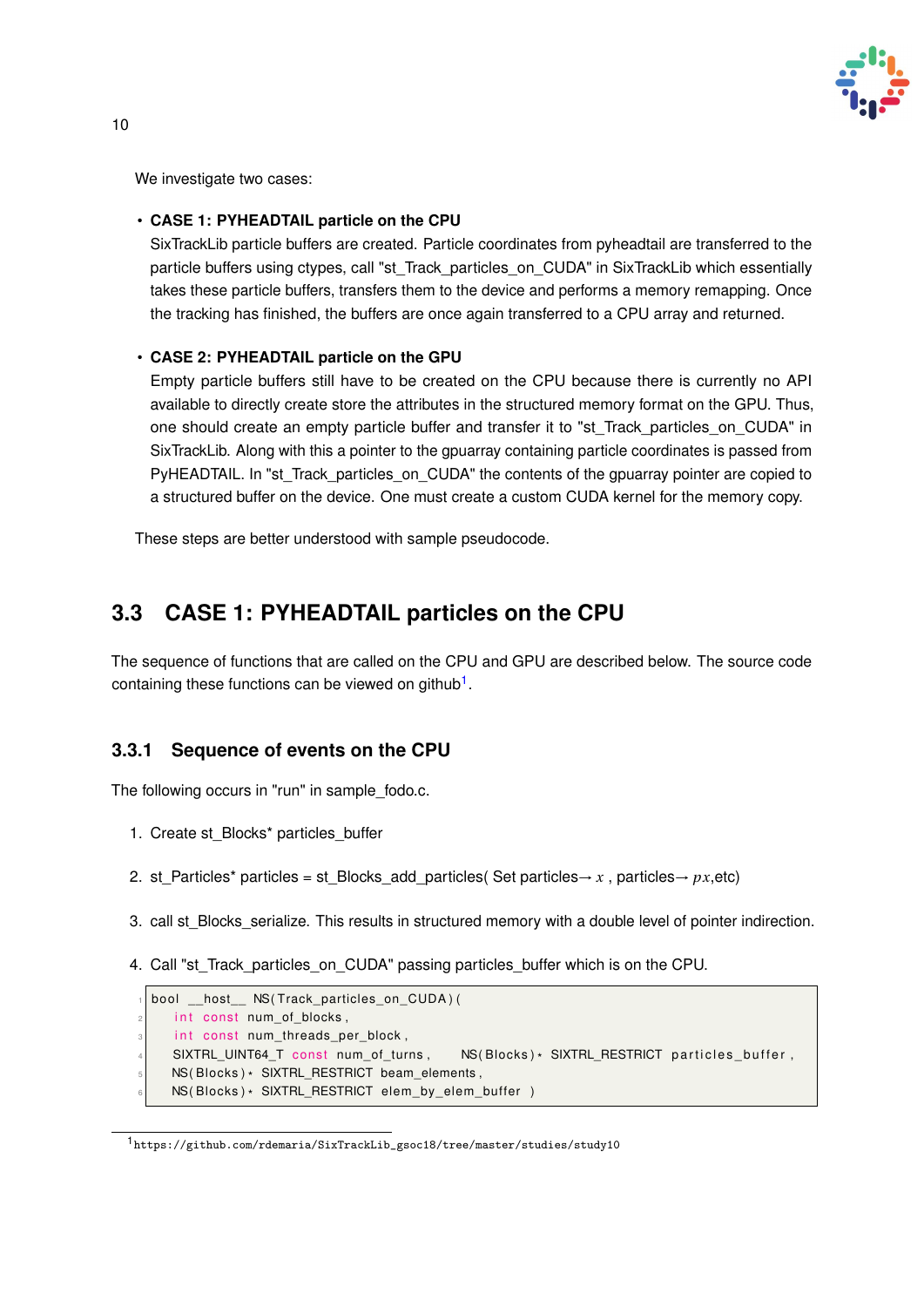We investigate two cases:

- **CASE 1: PYHEADTAIL particle on the CPU**
  SixTrackLib particle buffers are created. Particle coordinates from pyheadtail are transferred to the particle buffers using ctypes, call "st_Track_particles_on_CUDA" in SixTrackLib which essentially takes these particle buffers, transfers them to the device and performs a memory remapping. Once the tracking has finished, the buffers are once again transferred to a CPU array and returned.

- **CASE 2: PYHEADTAIL particle on the GPU**
  Empty particle buffers still have to be created on the CPU because there is currently no API available to directly create store the attributes in the structured memory format on the GPU. Thus, one should create an empty particle buffer and transfer it to "st_Track_particles_on_CUDA" in SixTrackLib. Along with this a pointer to the gpuarray containing particle coordinates is passed from PyHEADTAIL. In "st_Track_particles_on_CUDA" the contents of the gpuarray pointer are copied to a structured buffer on the device. One must create a custom CUDA kernel for the memory copy.

These steps are better understood with sample pseudocode.

## 3.3 CASE 1: PYHEADTAIL particles on the CPU

The sequence of functions that are called on the CPU and GPU are described below. The source code containing these functions can be viewed on github[1].

### 3.3.1 Sequence of events on the CPU

The following occurs in "run" in sample_fodo.c.

1. Create st_Blocks* particles_buffer
2. st_Particles* particles = st_Blocks_add_particles( Set particles→ $x$ , particles→ $px$,etc)
3. call st_Blocks_serialize. This results in structured memory with a double level of pointer indirection.
4. Call "st_Track_particles_on_CUDA" passing particles_buffer which is on the CPU.

```
bool __host__ NS(Track_particles_on_CUDA)(
    int const num_of_blocks,
    int const num_threads_per_block,
    SIXTRL_UINT64_T const num_of_turns,     NS(Blocks)* SIXTRL_RESTRICT particles_buffer,
    NS(Blocks)* SIXTRL_RESTRICT beam_elements,
    NS(Blocks)* SIXTRL_RESTRICT elem_by_elem_buffer )
```

[1] https://github.com/rdemaria/SixTrackLib_gsoc18/tree/master/studies/study10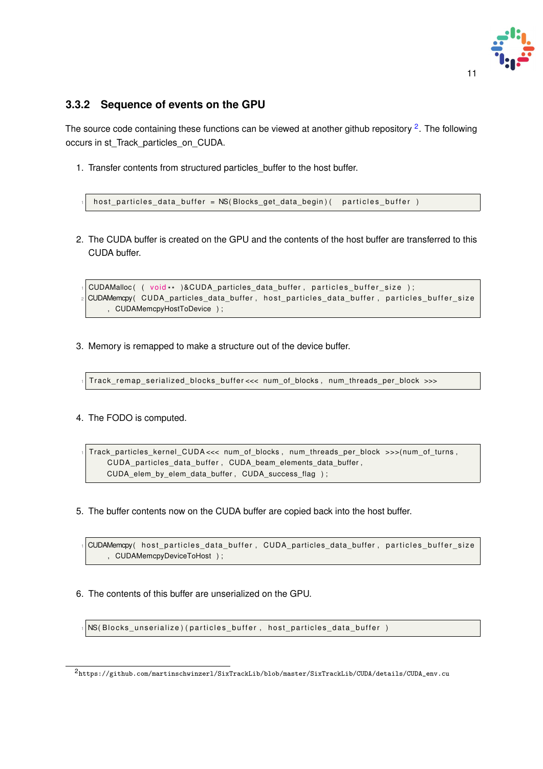### 3.3.2 Sequence of events on the GPU

The source code containing these functions can be viewed at another github repository [2]. The following occurs in st_Track_particles_on_CUDA.

1. Transfer contents from structured particles_buffer to the host buffer.

```
host_particles_data_buffer = NS(Blocks_get_data_begin)( particles_buffer )
```

2. The CUDA buffer is created on the GPU and the contents of the host buffer are transferred to this CUDA buffer.

```
CUDAMalloc( ( void** )&CUDA_particles_data_buffer, particles_buffer_size );
CUDAMemcpy( CUDA_particles_data_buffer, host_particles_data_buffer, particles_buffer_size
    , CUDAMemcpyHostToDevice );
```

3. Memory is remapped to make a structure out of the device buffer.

```
Track_remap_serialized_blocks_buffer<<< num_of_blocks, num_threads_per_block >>>
```

4. The FODO is computed.

```
Track_particles_kernel_CUDA<<< num_of_blocks, num_threads_per_block >>>(num_of_turns,
    CUDA_particles_data_buffer, CUDA_beam_elements_data_buffer,
    CUDA_elem_by_elem_data_buffer, CUDA_success_flag );
```

5. The buffer contents now on the CUDA buffer are copied back into the host buffer.

```
CUDAMemcpy( host_particles_data_buffer, CUDA_particles_data_buffer, particles_buffer_size
    , CUDAMemcpyDeviceToHost );
```

6. The contents of this buffer are unserialized on the GPU.

```
NS(Blocks_unserialize)(particles_buffer, host_particles_data_buffer )
```

---

[2] https://github.com/martinschwinzerl/SixTrackLib/blob/master/SixTrackLib/CUDA/details/CUDA_env.cu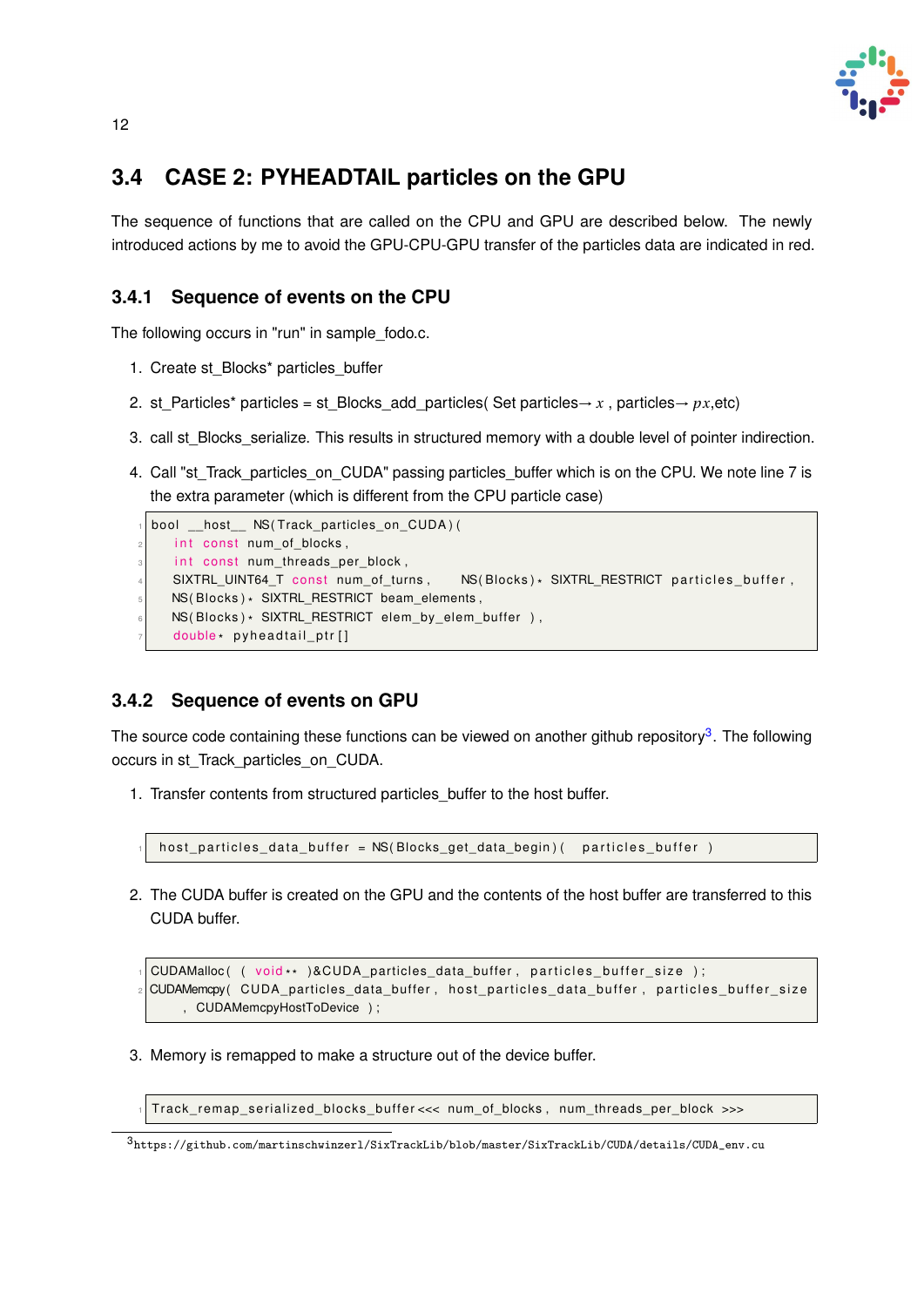## 3.4 CASE 2: PYHEADTAIL particles on the GPU

The sequence of functions that are called on the CPU and GPU are described below. The newly introduced actions by me to avoid the GPU-CPU-GPU transfer of the particles data are indicated in red.

### 3.4.1 Sequence of events on the CPU

The following occurs in "run" in sample_fodo.c.

1. Create st_Blocks* particles_buffer
2. st_Particles* particles = st_Blocks_add_particles( Set particles→ $x$ , particles→ $px$,etc)
3. call st_Blocks_serialize. This results in structured memory with a double level of pointer indirection.
4. Call "st_Track_particles_on_CUDA" passing particles_buffer which is on the CPU. We note line 7 is the extra parameter (which is different from the CPU particle case)

```
bool __host__ NS(Track_particles_on_CUDA)(
    int const num_of_blocks,
    int const num_threads_per_block,
    SIXTRL_UINT64_T const num_of_turns,     NS(Blocks)* SIXTRL_RESTRICT particles_buffer,
    NS(Blocks)* SIXTRL_RESTRICT beam_elements,
    NS(Blocks)* SIXTRL_RESTRICT elem_by_elem_buffer ),
    double* pyheadtail_ptr[]
```

### 3.4.2 Sequence of events on GPU

The source code containing these functions can be viewed on another github repository[3]. The following occurs in st_Track_particles_on_CUDA.

1. Transfer contents from structured particles_buffer to the host buffer.

```
host_particles_data_buffer = NS(Blocks_get_data_begin)(  particles_buffer )
```

2. The CUDA buffer is created on the GPU and the contents of the host buffer are transferred to this CUDA buffer.

```
CUDAMalloc( ( void** )&CUDA_particles_data_buffer, particles_buffer_size );
CUDAMemcpy( CUDA_particles_data_buffer, host_particles_data_buffer, particles_buffer_size
    , CUDAMemcpyHostToDevice );
```

3. Memory is remapped to make a structure out of the device buffer.

```
Track_remap_serialized_blocks_buffer<<< num_of_blocks, num_threads_per_block >>>
```

[3] https://github.com/martinschwinzerl/SixTrackLib/blob/master/SixTrackLib/CUDA/details/CUDA_env.cu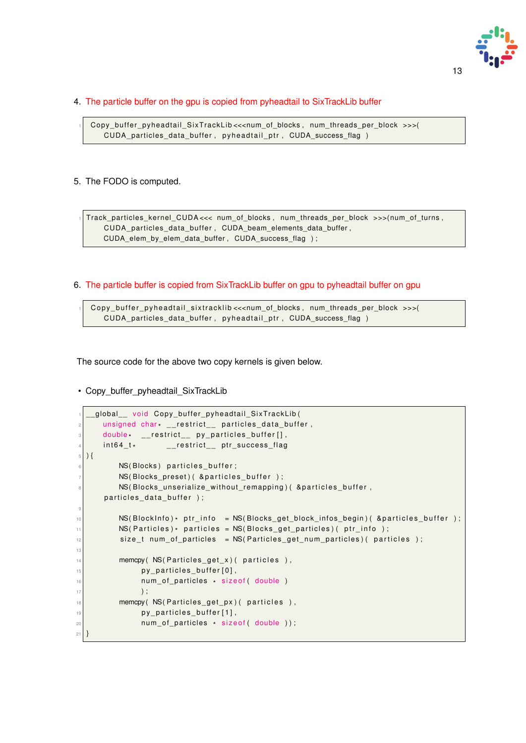4. The particle buffer on the gpu is copied from pyheadtail to SixTrackLib buffer

```
Copy_buffer_pyheadtail_SixTrackLib<<<num_of_blocks, num_threads_per_block >>>(
    CUDA_particles_data_buffer, pyheadtail_ptr, CUDA_success_flag )
```

5. The FODO is computed.

```
Track_particles_kernel_CUDA<<< num_of_blocks, num_threads_per_block >>>(num_of_turns,
    CUDA_particles_data_buffer, CUDA_beam_elements_data_buffer,
    CUDA_elem_by_elem_data_buffer, CUDA_success_flag );
```

6. The particle buffer is copied from SixTrackLib buffer on gpu to pyheadtail buffer on gpu

```
Copy_buffer_pyheadtail_sixtracklib<<<num_of_blocks, num_threads_per_block >>>(
    CUDA_particles_data_buffer, pyheadtail_ptr, CUDA_success_flag )
```

The source code for the above two copy kernels is given below.

- Copy_buffer_pyheadtail_SixTrackLib

```
__global__ void Copy_buffer_pyheadtail_SixTrackLib(
    unsigned char* __restrict__ particles_data_buffer,
    double*  __restrict__ py_particles_buffer[],
    int64_t*        __restrict__ ptr_success_flag
){
        NS(Blocks) particles_buffer;
        NS(Blocks_preset)( &particles_buffer );
        NS(Blocks_unserialize_without_remapping)( &particles_buffer,
    particles_data_buffer );

        NS(BlockInfo)* ptr_info  = NS(Blocks_get_block_infos_begin)( &particles_buffer );
        NS(Particles)* particles = NS(Blocks_get_particles)( ptr_info );
        size_t num_of_particles  = NS(Particles_get_num_particles)( particles );

        memcpy( NS(Particles_get_x)( particles ),
              py_particles_buffer[0],
              num_of_particles * sizeof( double )
              );
        memcpy( NS(Particles_get_px)( particles ),
              py_particles_buffer[1],
              num_of_particles * sizeof( double ));
}
```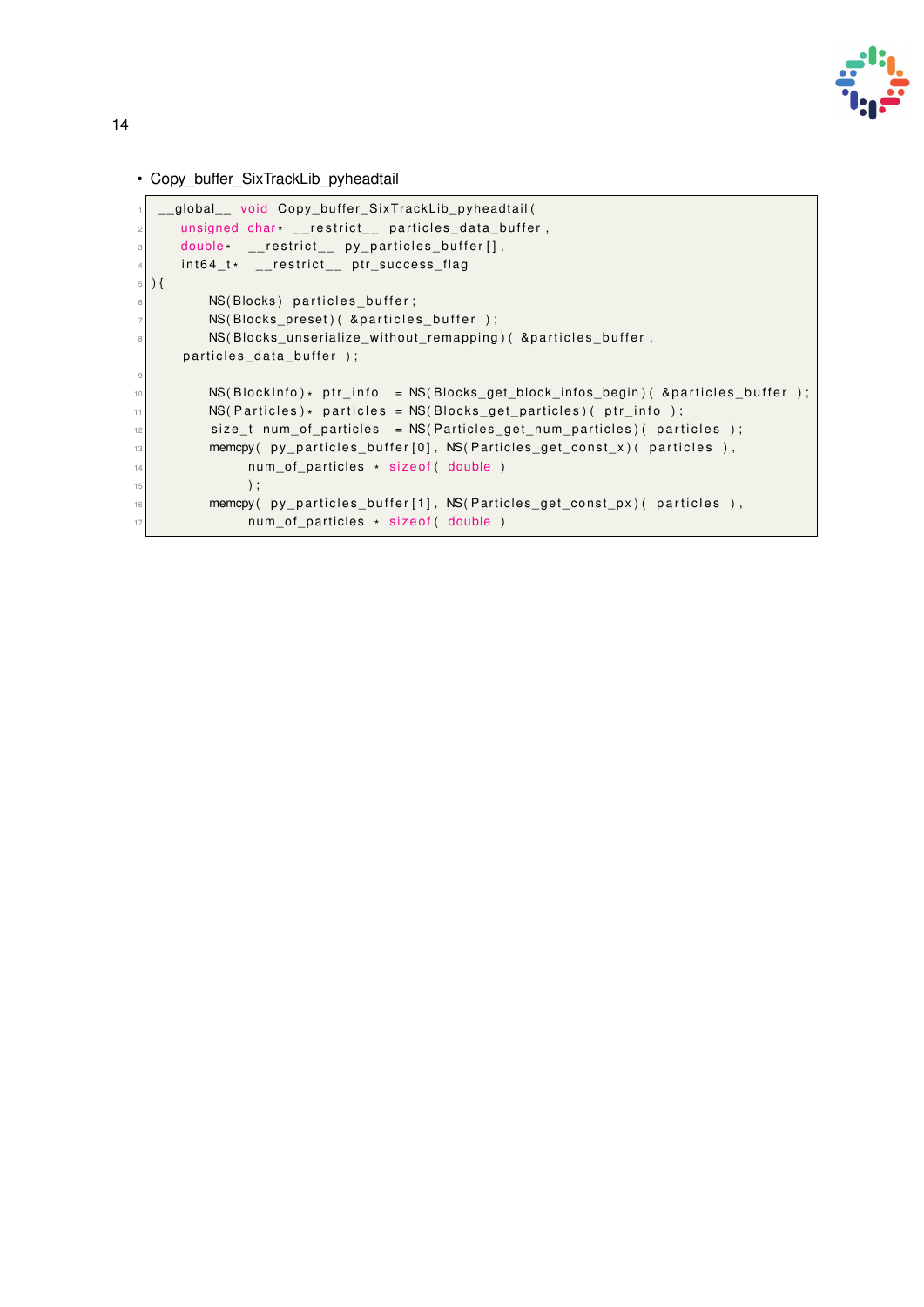- Copy_buffer_SixTrackLib_pyheadtail

```
__global__ void Copy_buffer_SixTrackLib_pyheadtail(
    unsigned char* __restrict__ particles_data_buffer,
    double*  __restrict__ py_particles_buffer[],
    int64_t*  __restrict__ ptr_success_flag
){
        NS(Blocks) particles_buffer;
        NS(Blocks_preset)( &particles_buffer );
        NS(Blocks_unserialize_without_remapping)( &particles_buffer,
    particles_data_buffer );

        NS(BlockInfo)* ptr_info  = NS(Blocks_get_block_infos_begin)( &particles_buffer );
        NS(Particles)* particles = NS(Blocks_get_particles)( ptr_info );
        size_t num_of_particles  = NS(Particles_get_num_particles)( particles );
        memcpy( py_particles_buffer[0], NS(Particles_get_const_x)( particles ),
              num_of_particles * sizeof( double )
              );
        memcpy( py_particles_buffer[1], NS(Particles_get_const_px)( particles ),
              num_of_particles * sizeof( double )
```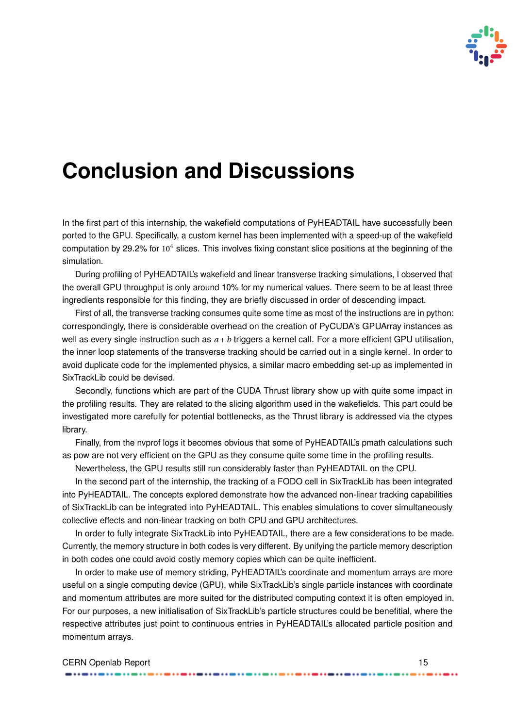# Conclusion and Discussions

In the first part of this internship, the wakefield computations of PyHEADTAIL have successfully been ported to the GPU. Specifically, a custom kernel has been implemented with a speed-up of the wakefield computation by 29.2% for $10^4$ slices. This involves fixing constant slice positions at the beginning of the simulation.

During profiling of PyHEADTAIL's wakefield and linear transverse tracking simulations, I observed that the overall GPU throughput is only around 10% for my numerical values. There seem to be at least three ingredients responsible for this finding, they are briefly discussed in order of descending impact.

First of all, the transverse tracking consumes quite some time as most of the instructions are in python: correspondingly, there is considerable overhead on the creation of PyCUDA's GPUArray instances as well as every single instruction such as $a + b$ triggers a kernel call. For a more efficient GPU utilisation, the inner loop statements of the transverse tracking should be carried out in a single kernel. In order to avoid duplicate code for the implemented physics, a similar macro embedding set-up as implemented in SixTrackLib could be devised.

Secondly, functions which are part of the CUDA Thrust library show up with quite some impact in the profiling results. They are related to the slicing algorithm used in the wakefields. This part could be investigated more carefully for potential bottlenecks, as the Thrust library is addressed via the ctypes library.

Finally, from the nvprof logs it becomes obvious that some of PyHEADTAIL's pmath calculations such as pow are not very efficient on the GPU as they consume quite some time in the profiling results.

Nevertheless, the GPU results still run considerably faster than PyHEADTAIL on the CPU.

In the second part of the internship, the tracking of a FODO cell in SixTrackLib has been integrated into PyHEADTAIL. The concepts explored demonstrate how the advanced non-linear tracking capabilities of SixTrackLib can be integrated into PyHEADTAIL. This enables simulations to cover simultaneously collective effects and non-linear tracking on both CPU and GPU architectures.

In order to fully integrate SixTrackLib into PyHEADTAIL, there are a few considerations to be made. Currently, the memory structure in both codes is very different. By unifying the particle memory description in both codes one could avoid costly memory copies which can be quite inefficient.

In order to make use of memory striding, PyHEADTAIL's coordinate and momentum arrays are more useful on a single computing device (GPU), while SixTrackLib's single particle instances with coordinate and momentum attributes are more suited for the distributed computing context it is often employed in. For our purposes, a new initialisation of SixTrackLib's particle structures could be benefitial, where the respective attributes just point to continuous entries in PyHEADTAIL's allocated particle position and momentum arrays.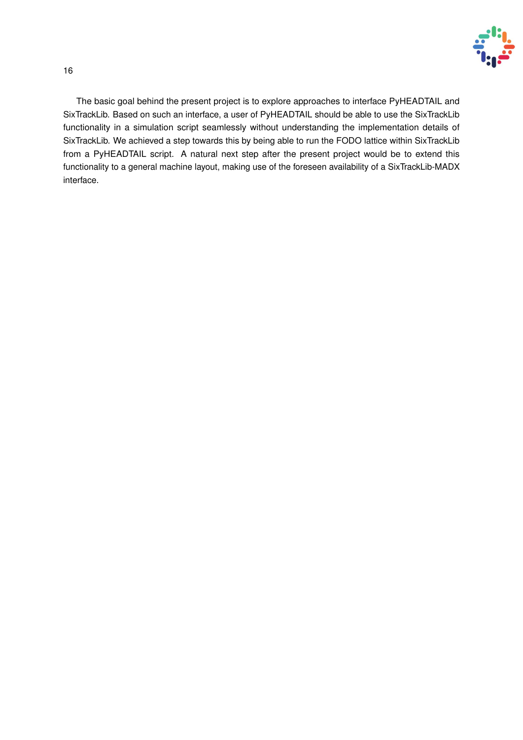The basic goal behind the present project is to explore approaches to interface PyHEADTAIL and SixTrackLib. Based on such an interface, a user of PyHEADTAIL should be able to use the SixTrackLib functionality in a simulation script seamlessly without understanding the implementation details of SixTrackLib. We achieved a step towards this by being able to run the FODO lattice within SixTrackLib from a PyHEADTAIL script. A natural next step after the present project would be to extend this functionality to a general machine layout, making use of the foreseen availability of a SixTrackLib-MADX interface.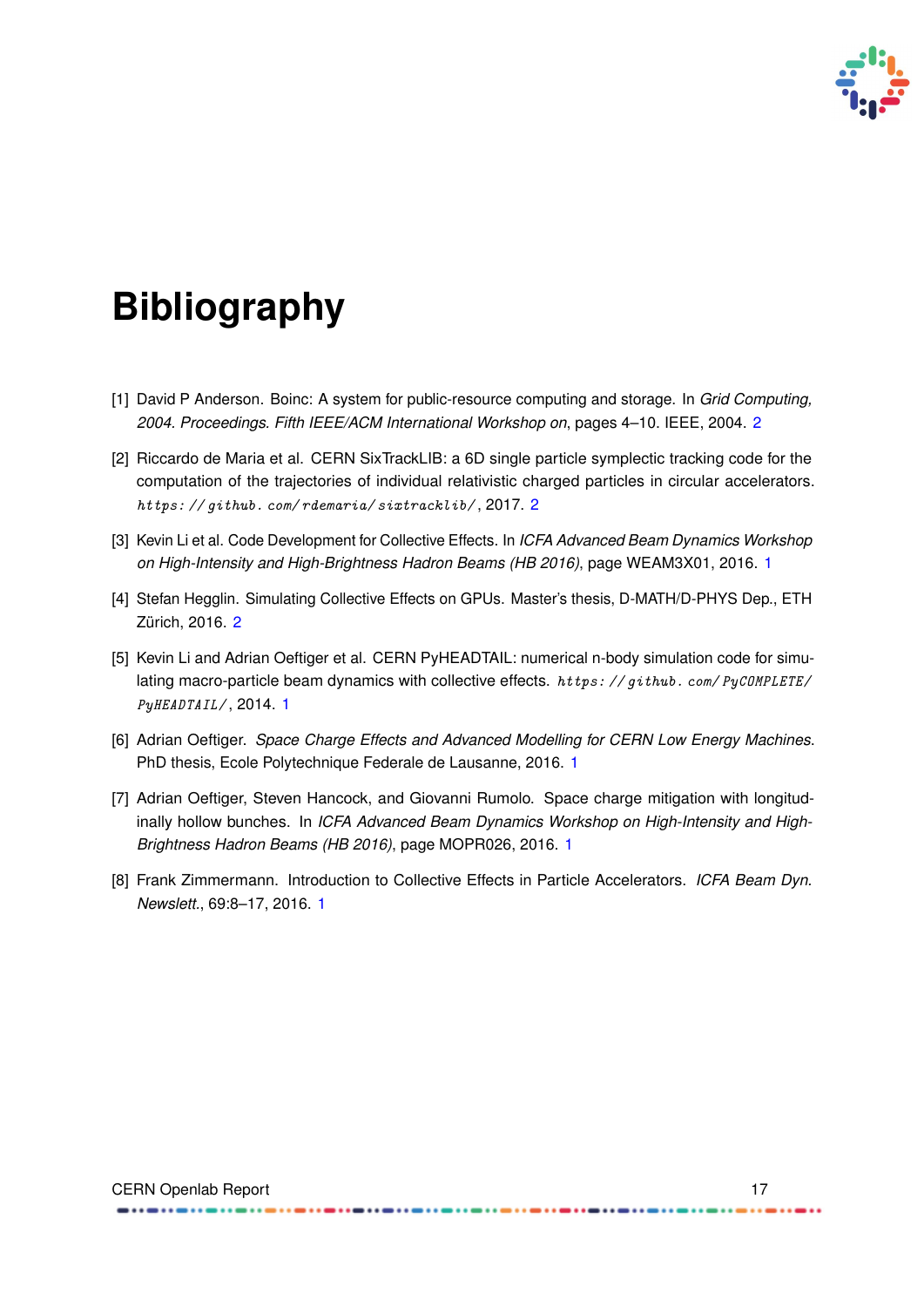# Bibliography

[1] David P Anderson. Boinc: A system for public-resource computing and storage. In *Grid Computing, 2004. Proceedings. Fifth IEEE/ACM International Workshop on*, pages 4–10. IEEE, 2004. 2

[2] Riccardo de Maria et al. CERN SixTrackLIB: a 6D single particle symplectic tracking code for the computation of the trajectories of individual relativistic charged particles in circular accelerators. *https://github.com/rdemaria/sixtracklib/*, 2017. 2

[3] Kevin Li et al. Code Development for Collective Effects. In *ICFA Advanced Beam Dynamics Workshop on High-Intensity and High-Brightness Hadron Beams (HB 2016)*, page WEAM3X01, 2016. 1

[4] Stefan Hegglin. Simulating Collective Effects on GPUs. Master's thesis, D-MATH/D-PHYS Dep., ETH Zürich, 2016. 2

[5] Kevin Li and Adrian Oeftiger et al. CERN PyHEADTAIL: numerical n-body simulation code for simulating macro-particle beam dynamics with collective effects. *https://github.com/PyCOMPLETE/PyHEADTAIL/*, 2014. 1

[6] Adrian Oeftiger. *Space Charge Effects and Advanced Modelling for CERN Low Energy Machines*. PhD thesis, Ecole Polytechnique Federale de Lausanne, 2016. 1

[7] Adrian Oeftiger, Steven Hancock, and Giovanni Rumolo. Space charge mitigation with longitudinally hollow bunches. In *ICFA Advanced Beam Dynamics Workshop on High-Intensity and High-Brightness Hadron Beams (HB 2016)*, page MOPR026, 2016. 1

[8] Frank Zimmermann. Introduction to Collective Effects in Particle Accelerators. *ICFA Beam Dyn. Newslett.*, 69:8–17, 2016. 1